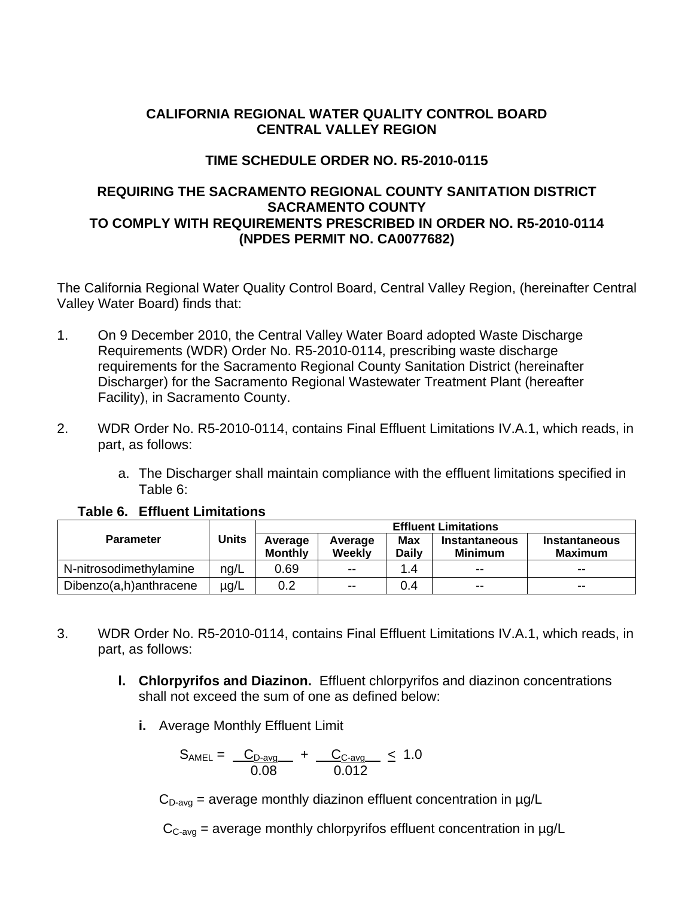**CALIFORNIA REGIONAL WATER QUALITY CONTROL BOARD**
**CENTRAL VALLEY REGION**

**TIME SCHEDULE ORDER NO. R5-2010-0115**

**REQUIRING THE SACRAMENTO REGIONAL COUNTY SANITATION DISTRICT**
**SACRAMENTO COUNTY**
**TO COMPLY WITH REQUIREMENTS PRESCRIBED IN ORDER NO. R5-2010-0114**
**(NPDES PERMIT NO. CA0077682)**

The California Regional Water Quality Control Board, Central Valley Region, (hereinafter Central Valley Water Board) finds that:

1. On 9 December 2010, the Central Valley Water Board adopted Waste Discharge Requirements (WDR) Order No. R5-2010-0114, prescribing waste discharge requirements for the Sacramento Regional County Sanitation District (hereinafter Discharger) for the Sacramento Regional Wastewater Treatment Plant (hereafter Facility), in Sacramento County.

2. WDR Order No. R5-2010-0114, contains Final Effluent Limitations IV.A.1, which reads, in part, as follows:

   a. The Discharger shall maintain compliance with the effluent limitations specified in Table 6:

**Table 6. Effluent Limitations**

| Parameter | Units | Effluent Limitations | | | | |
|---|---|---|---|---|---|---|
| | | Average Monthly | Average Weekly | Max Daily | Instantaneous Minimum | Instantaneous Maximum |
| N-nitrosodimethylamine | ng/L | 0.69 | -- | 1.4 | -- | -- |
| Dibenzo(a,h)anthracene | µg/L | 0.2 | -- | 0.4 | -- | -- |

3. WDR Order No. R5-2010-0114, contains Final Effluent Limitations IV.A.1, which reads, in part, as follows:

   **l. Chlorpyrifos and Diazinon.** Effluent chlorpyrifos and diazinon concentrations shall not exceed the sum of one as defined below:

   **i.** Average Monthly Effluent Limit

$$S_{AMEL} = \frac{C_{D\text{-}avg}}{0.08} + \frac{C_{C\text{-}avg}}{0.012} \leq 1.0$$

   $C_{D\text{-}avg}$ = average monthly diazinon effluent concentration in µg/L

   $C_{C\text{-}avg}$ = average monthly chlorpyrifos effluent concentration in µg/L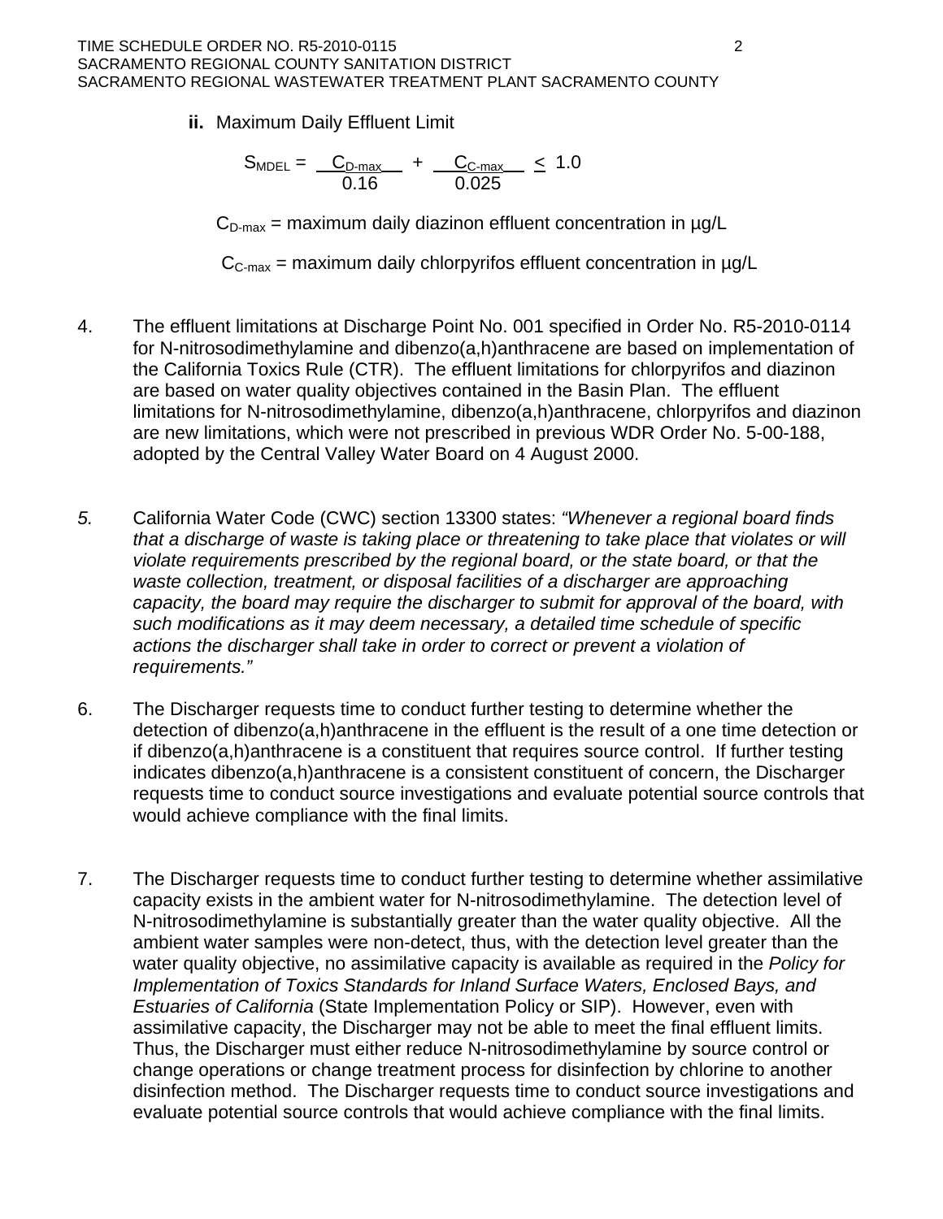**ii.** Maximum Daily Effluent Limit

$$S_{MDEL} = \frac{C_{D\text{-}max}}{0.16} + \frac{C_{C\text{-}max}}{0.025} \leq 1.0$$

$C_{D\text{-}max}$ = maximum daily diazinon effluent concentration in µg/L

$C_{C\text{-}max}$ = maximum daily chlorpyrifos effluent concentration in µg/L

4. The effluent limitations at Discharge Point No. 001 specified in Order No. R5-2010-0114 for N-nitrosodimethylamine and dibenzo(a,h)anthracene are based on implementation of the California Toxics Rule (CTR). The effluent limitations for chlorpyrifos and diazinon are based on water quality objectives contained in the Basin Plan. The effluent limitations for N-nitrosodimethylamine, dibenzo(a,h)anthracene, chlorpyrifos and diazinon are new limitations, which were not prescribed in previous WDR Order No. 5-00-188, adopted by the Central Valley Water Board on 4 August 2000.

*5.* California Water Code (CWC) section 13300 states: *"Whenever a regional board finds that a discharge of waste is taking place or threatening to take place that violates or will violate requirements prescribed by the regional board, or the state board, or that the waste collection, treatment, or disposal facilities of a discharger are approaching capacity, the board may require the discharger to submit for approval of the board, with such modifications as it may deem necessary, a detailed time schedule of specific actions the discharger shall take in order to correct or prevent a violation of requirements."*

6. The Discharger requests time to conduct further testing to determine whether the detection of dibenzo(a,h)anthracene in the effluent is the result of a one time detection or if dibenzo(a,h)anthracene is a constituent that requires source control. If further testing indicates dibenzo(a,h)anthracene is a consistent constituent of concern, the Discharger requests time to conduct source investigations and evaluate potential source controls that would achieve compliance with the final limits.

7. The Discharger requests time to conduct further testing to determine whether assimilative capacity exists in the ambient water for N-nitrosodimethylamine. The detection level of N-nitrosodimethylamine is substantially greater than the water quality objective. All the ambient water samples were non-detect, thus, with the detection level greater than the water quality objective, no assimilative capacity is available as required in the *Policy for Implementation of Toxics Standards for Inland Surface Waters, Enclosed Bays, and Estuaries of California* (State Implementation Policy or SIP). However, even with assimilative capacity, the Discharger may not be able to meet the final effluent limits. Thus, the Discharger must either reduce N-nitrosodimethylamine by source control or change operations or change treatment process for disinfection by chlorine to another disinfection method. The Discharger requests time to conduct source investigations and evaluate potential source controls that would achieve compliance with the final limits.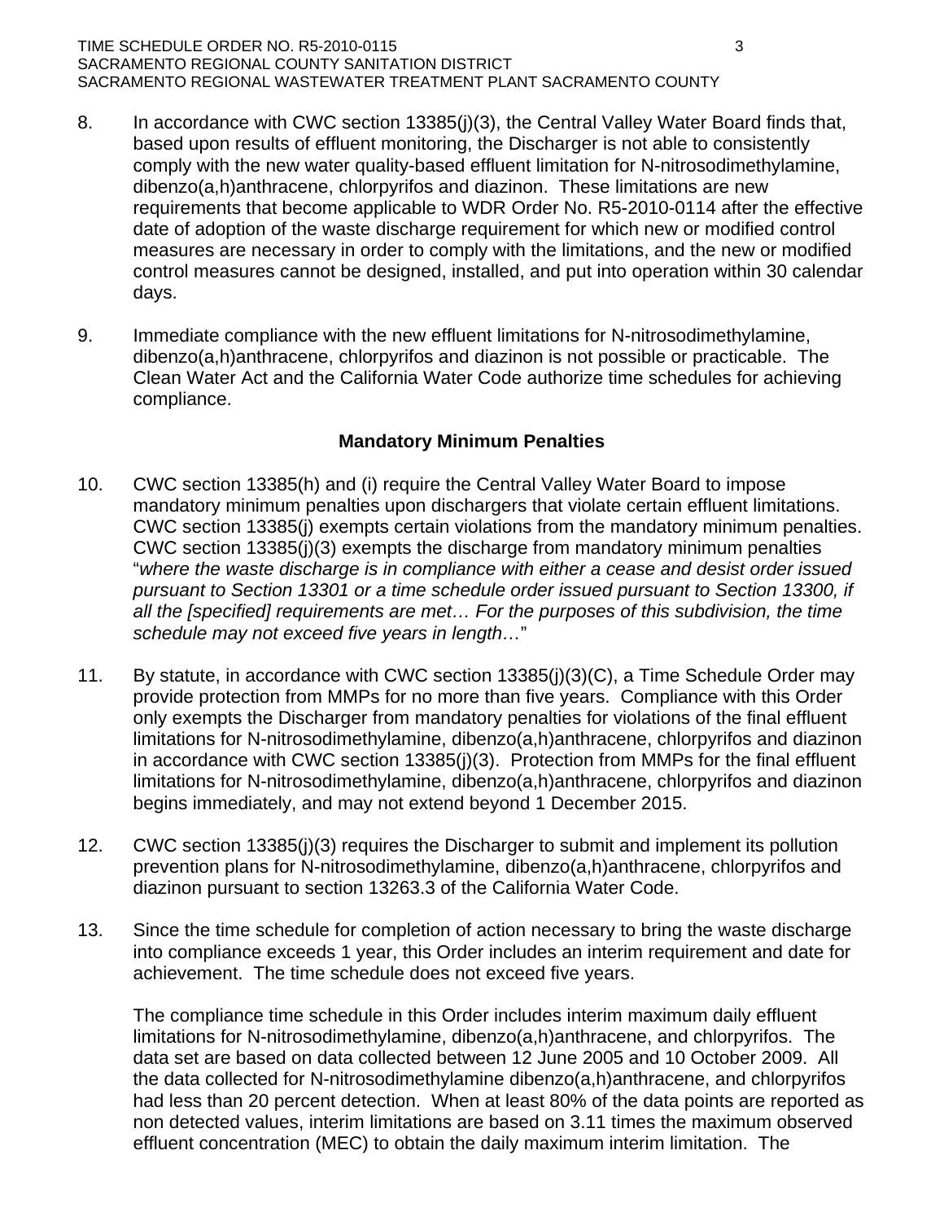8. In accordance with CWC section 13385(j)(3), the Central Valley Water Board finds that, based upon results of effluent monitoring, the Discharger is not able to consistently comply with the new water quality-based effluent limitation for N-nitrosodimethylamine, dibenzo(a,h)anthracene, chlorpyrifos and diazinon. These limitations are new requirements that become applicable to WDR Order No. R5-2010-0114 after the effective date of adoption of the waste discharge requirement for which new or modified control measures are necessary in order to comply with the limitations, and the new or modified control measures cannot be designed, installed, and put into operation within 30 calendar days.

9. Immediate compliance with the new effluent limitations for N-nitrosodimethylamine, dibenzo(a,h)anthracene, chlorpyrifos and diazinon is not possible or practicable. The Clean Water Act and the California Water Code authorize time schedules for achieving compliance.

### Mandatory Minimum Penalties

10. CWC section 13385(h) and (i) require the Central Valley Water Board to impose mandatory minimum penalties upon dischargers that violate certain effluent limitations. CWC section 13385(j) exempts certain violations from the mandatory minimum penalties. CWC section 13385(j)(3) exempts the discharge from mandatory minimum penalties "*where the waste discharge is in compliance with either a cease and desist order issued pursuant to Section 13301 or a time schedule order issued pursuant to Section 13300, if all the [specified] requirements are met… For the purposes of this subdivision, the time schedule may not exceed five years in length…*"

11. By statute, in accordance with CWC section 13385(j)(3)(C), a Time Schedule Order may provide protection from MMPs for no more than five years. Compliance with this Order only exempts the Discharger from mandatory penalties for violations of the final effluent limitations for N-nitrosodimethylamine, dibenzo(a,h)anthracene, chlorpyrifos and diazinon in accordance with CWC section 13385(j)(3). Protection from MMPs for the final effluent limitations for N-nitrosodimethylamine, dibenzo(a,h)anthracene, chlorpyrifos and diazinon begins immediately, and may not extend beyond 1 December 2015.

12. CWC section 13385(j)(3) requires the Discharger to submit and implement its pollution prevention plans for N-nitrosodimethylamine, dibenzo(a,h)anthracene, chlorpyrifos and diazinon pursuant to section 13263.3 of the California Water Code.

13. Since the time schedule for completion of action necessary to bring the waste discharge into compliance exceeds 1 year, this Order includes an interim requirement and date for achievement. The time schedule does not exceed five years.

    The compliance time schedule in this Order includes interim maximum daily effluent limitations for N-nitrosodimethylamine, dibenzo(a,h)anthracene, and chlorpyrifos. The data set are based on data collected between 12 June 2005 and 10 October 2009. All the data collected for N-nitrosodimethylamine dibenzo(a,h)anthracene, and chlorpyrifos had less than 20 percent detection. When at least 80% of the data points are reported as non detected values, interim limitations are based on 3.11 times the maximum observed effluent concentration (MEC) to obtain the daily maximum interim limitation. The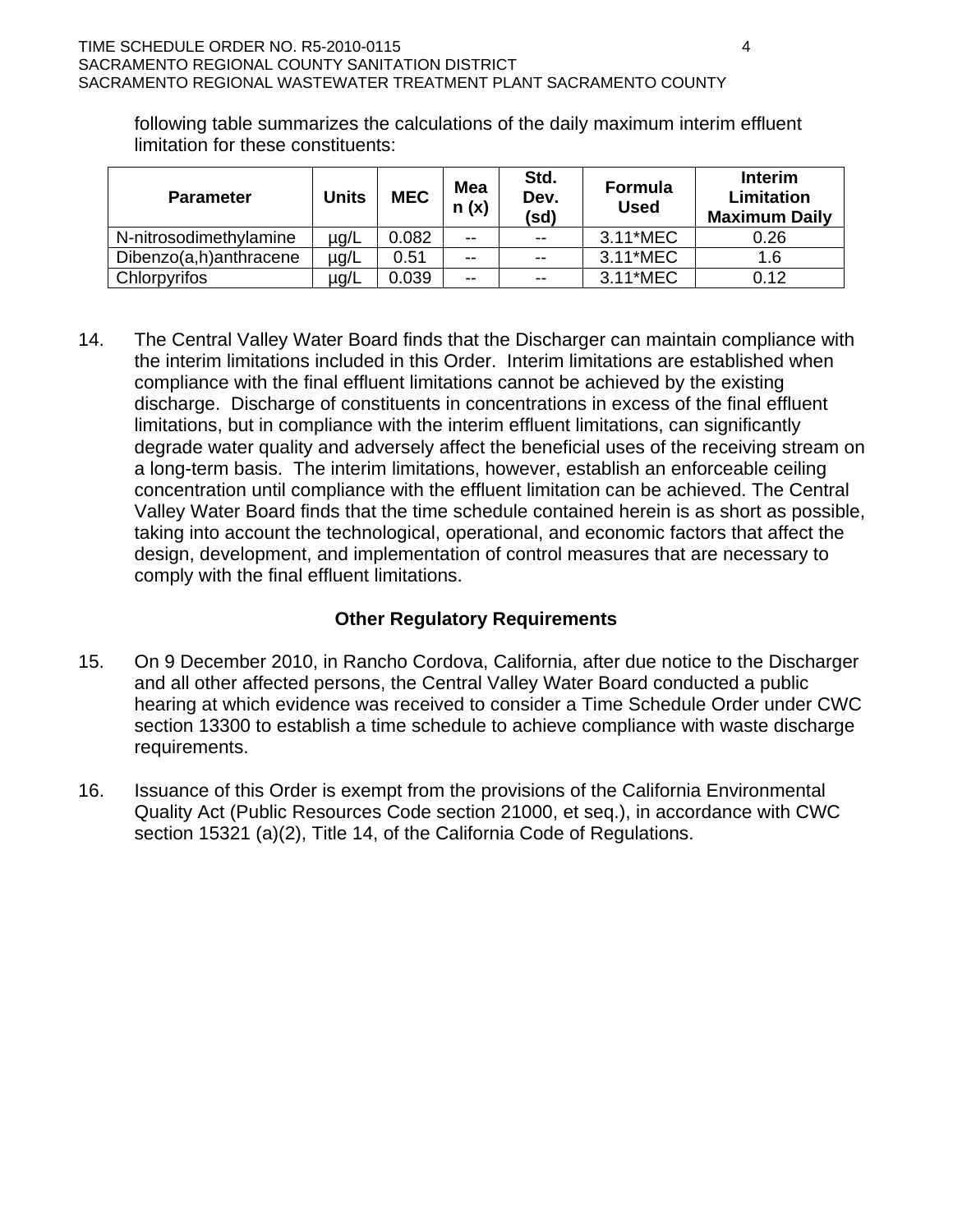following table summarizes the calculations of the daily maximum interim effluent limitation for these constituents:

| Parameter | Units | MEC | Mean (x) | Std. Dev. (sd) | Formula Used | Interim Limitation Maximum Daily |
|---|---|---|---|---|---|---|
| N-nitrosodimethylamine | µg/L | 0.082 | -- | -- | 3.11*MEC | 0.26 |
| Dibenzo(a,h)anthracene | µg/L | 0.51 | -- | -- | 3.11*MEC | 1.6 |
| Chlorpyrifos | µg/L | 0.039 | -- | -- | 3.11*MEC | 0.12 |

14. The Central Valley Water Board finds that the Discharger can maintain compliance with the interim limitations included in this Order. Interim limitations are established when compliance with the final effluent limitations cannot be achieved by the existing discharge. Discharge of constituents in concentrations in excess of the final effluent limitations, but in compliance with the interim effluent limitations, can significantly degrade water quality and adversely affect the beneficial uses of the receiving stream on a long-term basis. The interim limitations, however, establish an enforceable ceiling concentration until compliance with the effluent limitation can be achieved. The Central Valley Water Board finds that the time schedule contained herein is as short as possible, taking into account the technological, operational, and economic factors that affect the design, development, and implementation of control measures that are necessary to comply with the final effluent limitations.

### Other Regulatory Requirements

15. On 9 December 2010, in Rancho Cordova, California, after due notice to the Discharger and all other affected persons, the Central Valley Water Board conducted a public hearing at which evidence was received to consider a Time Schedule Order under CWC section 13300 to establish a time schedule to achieve compliance with waste discharge requirements.

16. Issuance of this Order is exempt from the provisions of the California Environmental Quality Act (Public Resources Code section 21000, et seq.), in accordance with CWC section 15321 (a)(2), Title 14, of the California Code of Regulations.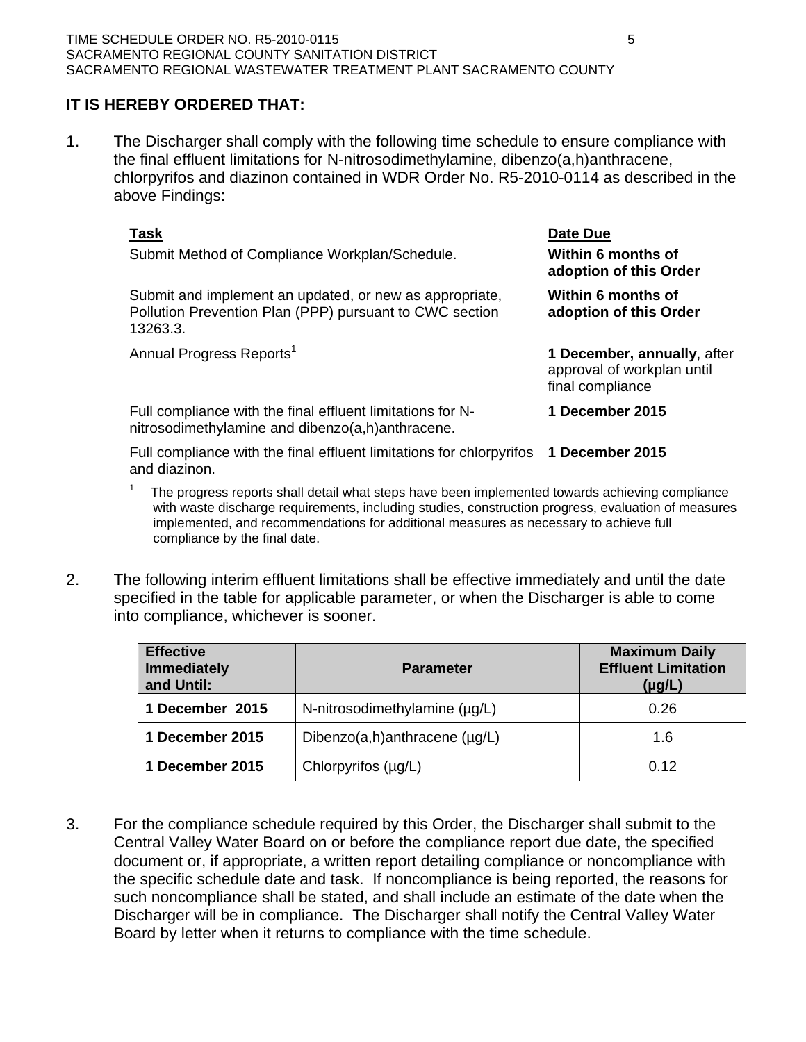**IT IS HEREBY ORDERED THAT:**

1. The Discharger shall comply with the following time schedule to ensure compliance with the final effluent limitations for N-nitrosodimethylamine, dibenzo(a,h)anthracene, chlorpyrifos and diazinon contained in WDR Order No. R5-2010-0114 as described in the above Findings:

| Task | Date Due |
|---|---|
| Submit Method of Compliance Workplan/Schedule. | **Within 6 months of adoption of this Order** |
| Submit and implement an updated, or new as appropriate, Pollution Prevention Plan (PPP) pursuant to CWC section 13263.3. | **Within 6 months of adoption of this Order** |
| Annual Progress Reports[1] | **1 December, annually**, after approval of workplan until final compliance |
| Full compliance with the final effluent limitations for N-nitrosodimethylamine and dibenzo(a,h)anthracene. | **1 December 2015** |
| Full compliance with the final effluent limitations for chlorpyrifos and diazinon. | **1 December 2015** |

[1] The progress reports shall detail what steps have been implemented towards achieving compliance with waste discharge requirements, including studies, construction progress, evaluation of measures implemented, and recommendations for additional measures as necessary to achieve full compliance by the final date.

2. The following interim effluent limitations shall be effective immediately and until the date specified in the table for applicable parameter, or when the Discharger is able to come into compliance, whichever is sooner.

| Effective Immediately and Until: | Parameter | Maximum Daily Effluent Limitation (µg/L) |
|---|---|---|
| **1 December 2015** | N-nitrosodimethylamine (µg/L) | 0.26 |
| **1 December 2015** | Dibenzo(a,h)anthracene (µg/L) | 1.6 |
| **1 December 2015** | Chlorpyrifos (µg/L) | 0.12 |

3. For the compliance schedule required by this Order, the Discharger shall submit to the Central Valley Water Board on or before the compliance report due date, the specified document or, if appropriate, a written report detailing compliance or noncompliance with the specific schedule date and task. If noncompliance is being reported, the reasons for such noncompliance shall be stated, and shall include an estimate of the date when the Discharger will be in compliance. The Discharger shall notify the Central Valley Water Board by letter when it returns to compliance with the time schedule.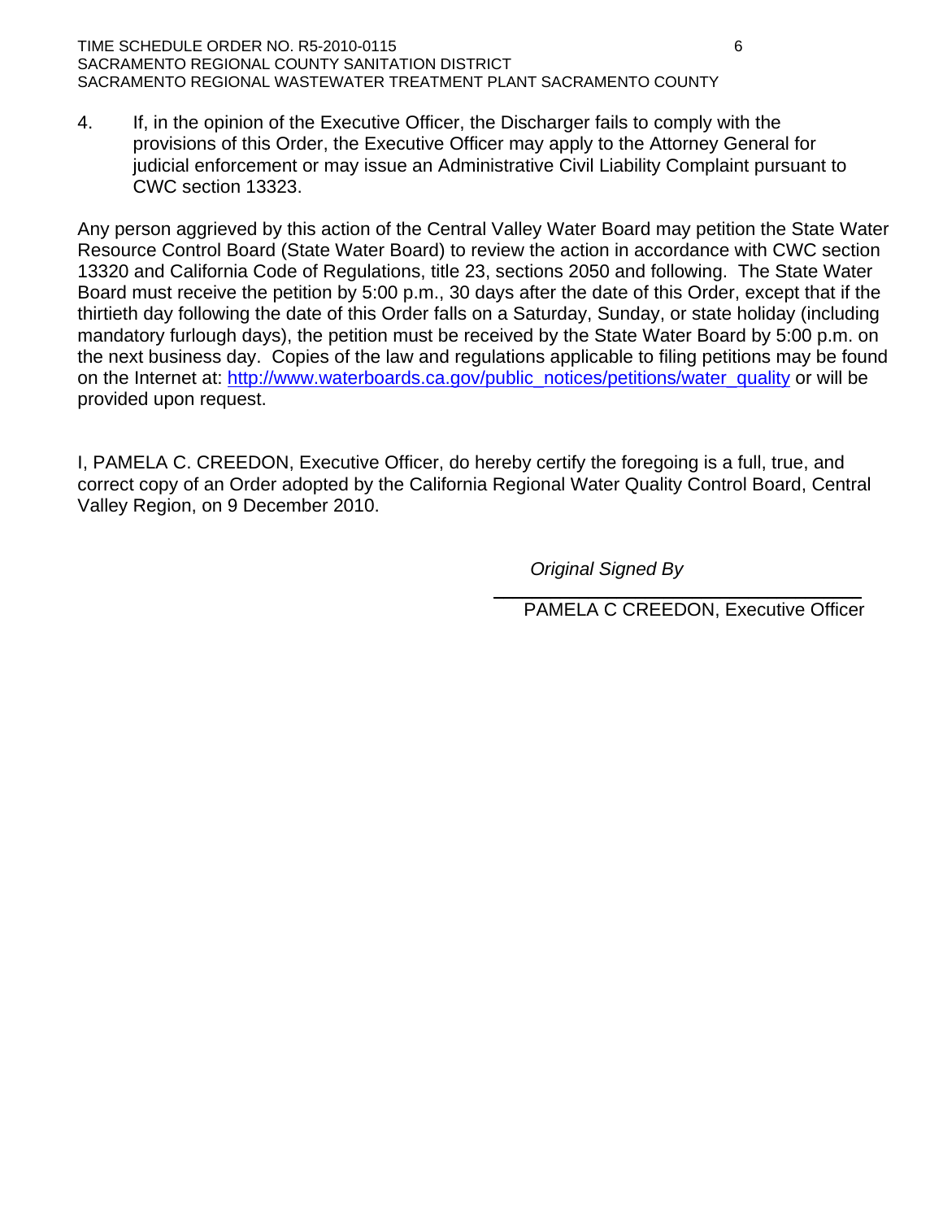4. If, in the opinion of the Executive Officer, the Discharger fails to comply with the provisions of this Order, the Executive Officer may apply to the Attorney General for judicial enforcement or may issue an Administrative Civil Liability Complaint pursuant to CWC section 13323.

Any person aggrieved by this action of the Central Valley Water Board may petition the State Water Resource Control Board (State Water Board) to review the action in accordance with CWC section 13320 and California Code of Regulations, title 23, sections 2050 and following. The State Water Board must receive the petition by 5:00 p.m., 30 days after the date of this Order, except that if the thirtieth day following the date of this Order falls on a Saturday, Sunday, or state holiday (including mandatory furlough days), the petition must be received by the State Water Board by 5:00 p.m. on the next business day. Copies of the law and regulations applicable to filing petitions may be found on the Internet at: http://www.waterboards.ca.gov/public_notices/petitions/water_quality or will be provided upon request.

I, PAMELA C. CREEDON, Executive Officer, do hereby certify the foregoing is a full, true, and correct copy of an Order adopted by the California Regional Water Quality Control Board, Central Valley Region, on 9 December 2010.

*Original Signed By*

PAMELA C CREEDON, Executive Officer